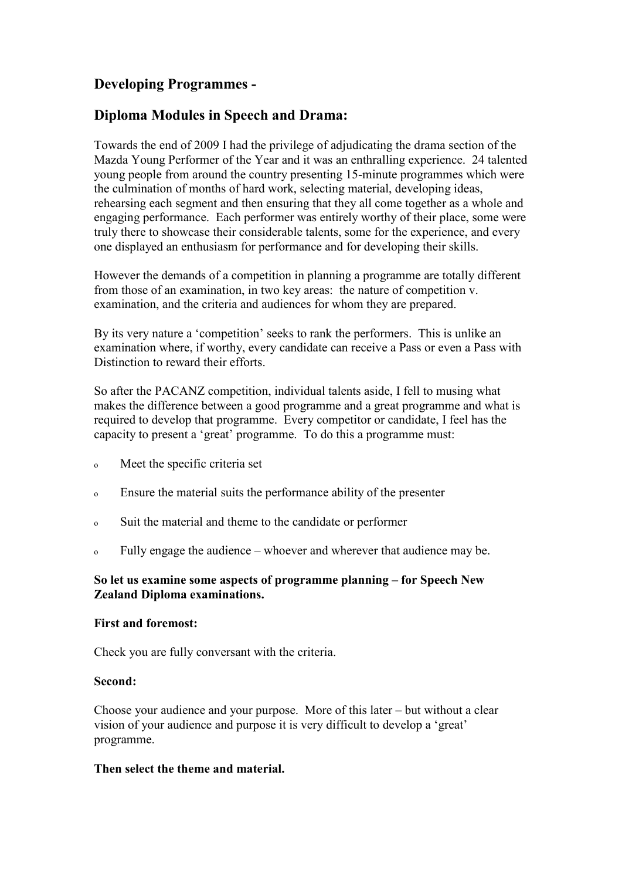## Developing Programmes -

## Diploma Modules in Speech and Drama:

Towards the end of 2009 I had the privilege of adjudicating the drama section of the Mazda Young Performer of the Year and it was an enthralling experience. 24 talented young people from around the country presenting 15-minute programmes which were the culmination of months of hard work, selecting material, developing ideas, rehearsing each segment and then ensuring that they all come together as a whole and engaging performance. Each performer was entirely worthy of their place, some were truly there to showcase their considerable talents, some for the experience, and every one displayed an enthusiasm for performance and for developing their skills.

However the demands of a competition in planning a programme are totally different from those of an examination, in two key areas: the nature of competition v. examination, and the criteria and audiences for whom they are prepared.

By its very nature a 'competition' seeks to rank the performers. This is unlike an examination where, if worthy, every candidate can receive a Pass or even a Pass with Distinction to reward their efforts.

So after the PACANZ competition, individual talents aside, I fell to musing what makes the difference between a good programme and a great programme and what is required to develop that programme. Every competitor or candidate, I feel has the capacity to present a 'great' programme. To do this a programme must:

- Meet the specific criteria set
- Ensure the material suits the performance ability of the presenter
- Suit the material and theme to the candidate or performer
- Fully engage the audience – whoever and wherever that audience may be.

**So let us examine some aspects of programme planning – for Speech New Zealand Diploma examinations.**

**First and foremost:**

Check you are fully conversant with the criteria.

**Second:**

Choose your audience and your purpose. More of this later – but without a clear vision of your audience and purpose it is very difficult to develop a 'great' programme.

**Then select the theme and material.**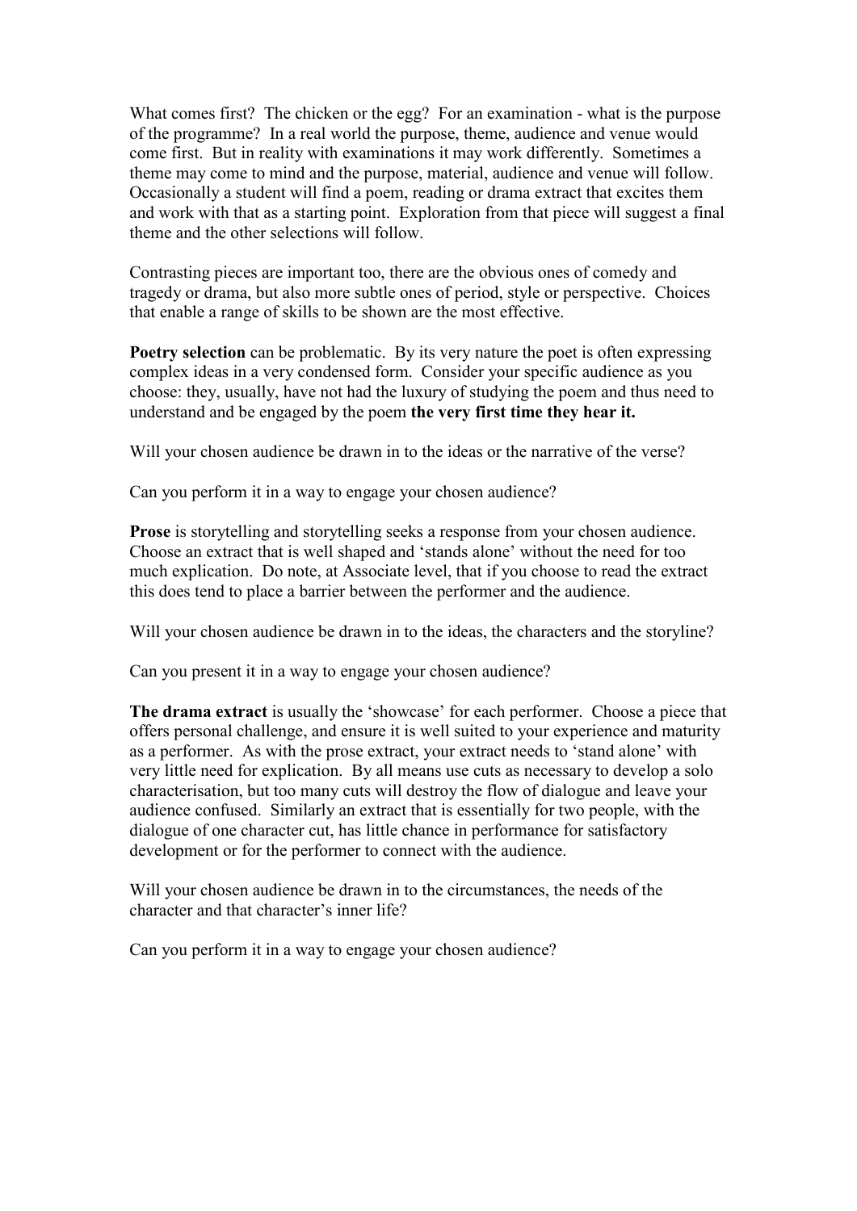What comes first? The chicken or the egg? For an examination - what is the purpose of the programme? In a real world the purpose, theme, audience and venue would come first. But in reality with examinations it may work differently. Sometimes a theme may come to mind and the purpose, material, audience and venue will follow. Occasionally a student will find a poem, reading or drama extract that excites them and work with that as a starting point. Exploration from that piece will suggest a final theme and the other selections will follow.

Contrasting pieces are important too, there are the obvious ones of comedy and tragedy or drama, but also more subtle ones of period, style or perspective. Choices that enable a range of skills to be shown are the most effective.

**Poetry selection** can be problematic. By its very nature the poet is often expressing complex ideas in a very condensed form. Consider your specific audience as you choose: they, usually, have not had the luxury of studying the poem and thus need to understand and be engaged by the poem **the very first time they hear it.**

Will your chosen audience be drawn in to the ideas or the narrative of the verse?

Can you perform it in a way to engage your chosen audience?

**Prose** is storytelling and storytelling seeks a response from your chosen audience. Choose an extract that is well shaped and 'stands alone' without the need for too much explication. Do note, at Associate level, that if you choose to read the extract this does tend to place a barrier between the performer and the audience.

Will your chosen audience be drawn in to the ideas, the characters and the storyline?

Can you present it in a way to engage your chosen audience?

**The drama extract** is usually the 'showcase' for each performer. Choose a piece that offers personal challenge, and ensure it is well suited to your experience and maturity as a performer. As with the prose extract, your extract needs to 'stand alone' with very little need for explication. By all means use cuts as necessary to develop a solo characterisation, but too many cuts will destroy the flow of dialogue and leave your audience confused. Similarly an extract that is essentially for two people, with the dialogue of one character cut, has little chance in performance for satisfactory development or for the performer to connect with the audience.

Will your chosen audience be drawn in to the circumstances, the needs of the character and that character's inner life?

Can you perform it in a way to engage your chosen audience?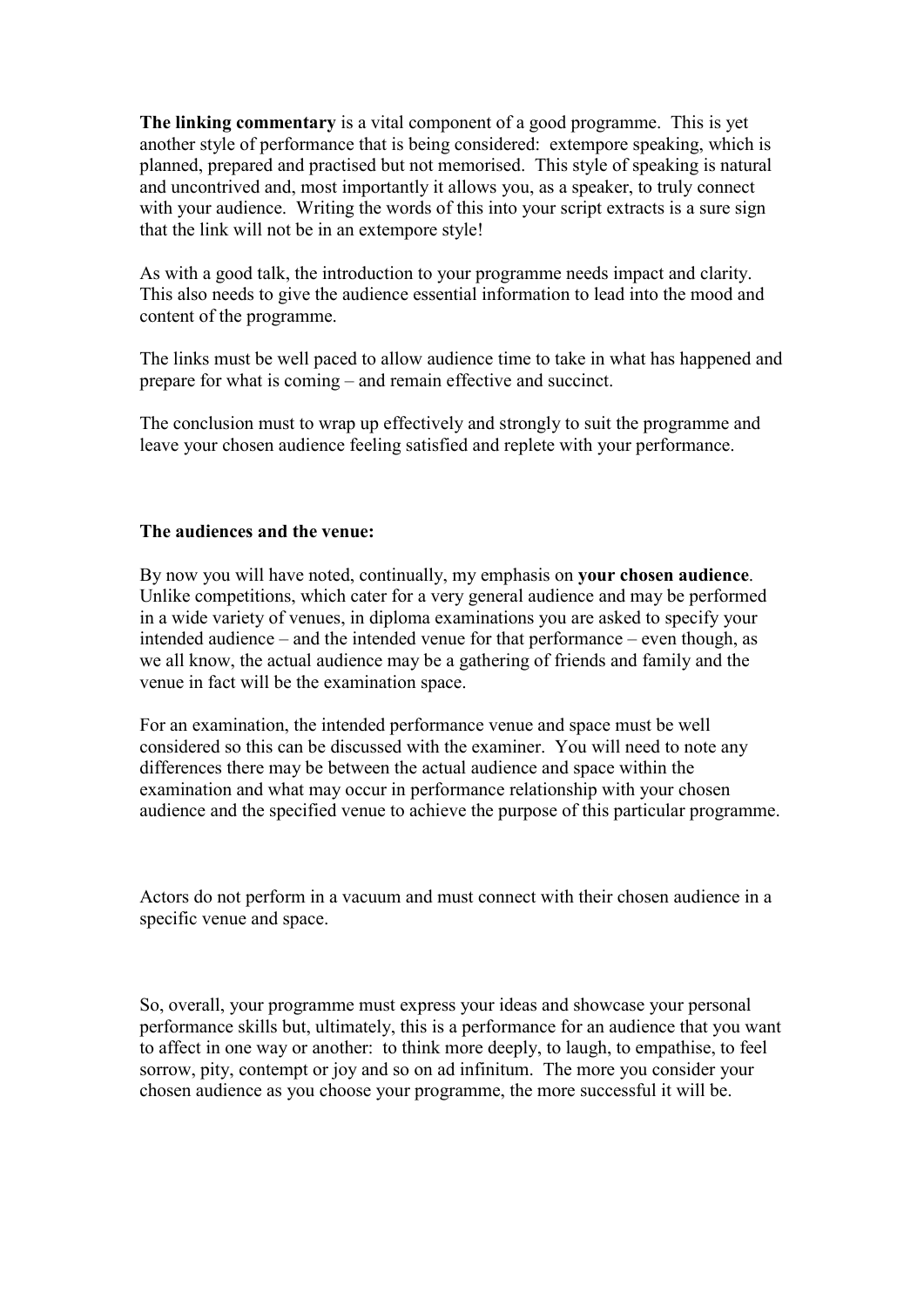**The linking commentary** is a vital component of a good programme. This is yet another style of performance that is being considered: extempore speaking, which is planned, prepared and practised but not memorised. This style of speaking is natural and uncontrived and, most importantly it allows you, as a speaker, to truly connect with your audience. Writing the words of this into your script extracts is a sure sign that the link will not be in an extempore style!

As with a good talk, the introduction to your programme needs impact and clarity. This also needs to give the audience essential information to lead into the mood and content of the programme.

The links must be well paced to allow audience time to take in what has happened and prepare for what is coming – and remain effective and succinct.

The conclusion must to wrap up effectively and strongly to suit the programme and leave your chosen audience feeling satisfied and replete with your performance.

**The audiences and the venue:**

By now you will have noted, continually, my emphasis on **your chosen audience**. Unlike competitions, which cater for a very general audience and may be performed in a wide variety of venues, in diploma examinations you are asked to specify your intended audience – and the intended venue for that performance – even though, as we all know, the actual audience may be a gathering of friends and family and the venue in fact will be the examination space.

For an examination, the intended performance venue and space must be well considered so this can be discussed with the examiner. You will need to note any differences there may be between the actual audience and space within the examination and what may occur in performance relationship with your chosen audience and the specified venue to achieve the purpose of this particular programme.

Actors do not perform in a vacuum and must connect with their chosen audience in a specific venue and space.

So, overall, your programme must express your ideas and showcase your personal performance skills but, ultimately, this is a performance for an audience that you want to affect in one way or another: to think more deeply, to laugh, to empathise, to feel sorrow, pity, contempt or joy and so on ad infinitum. The more you consider your chosen audience as you choose your programme, the more successful it will be.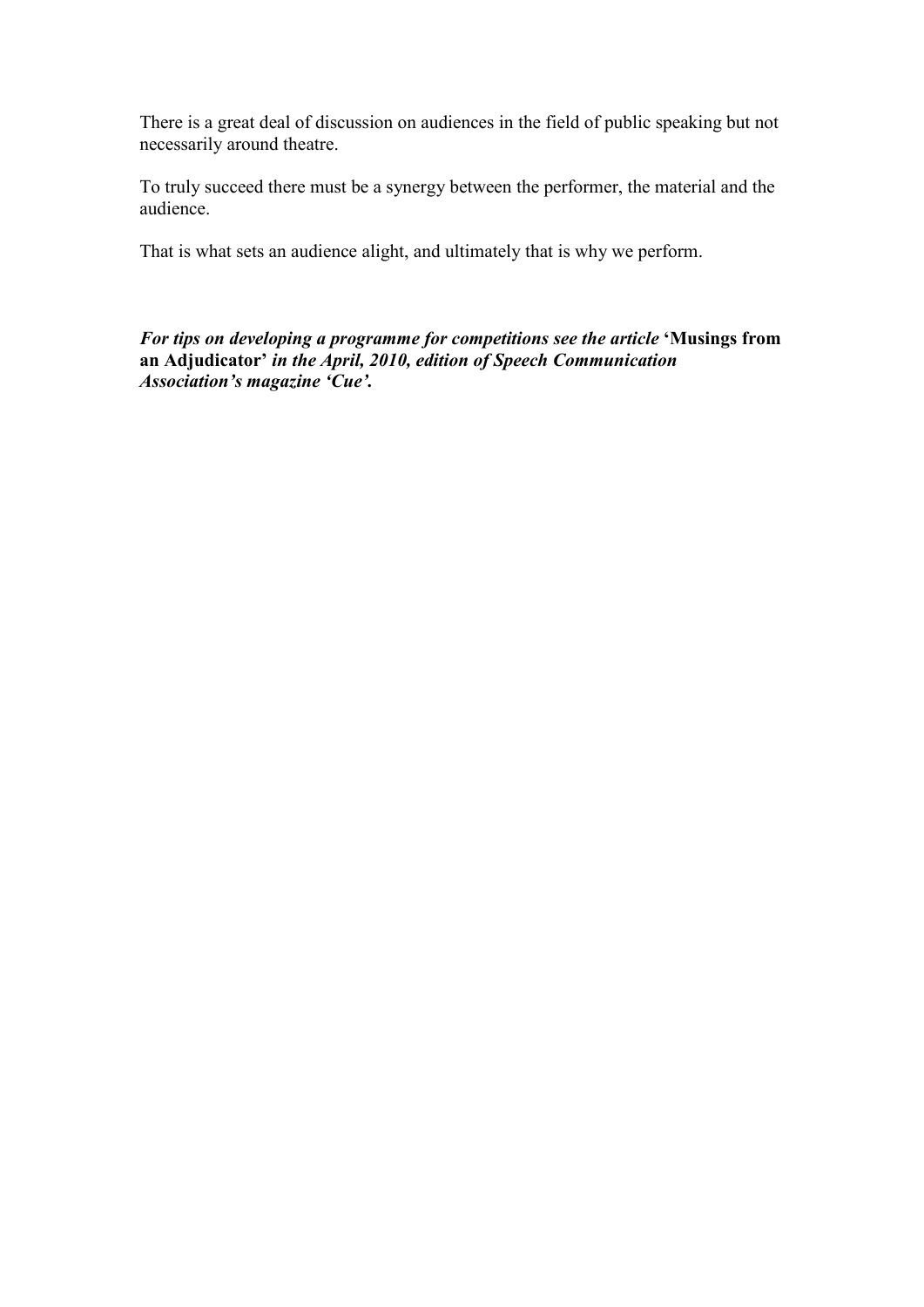There is a great deal of discussion on audiences in the field of public speaking but not necessarily around theatre.

To truly succeed there must be a synergy between the performer, the material and the audience.

That is what sets an audience alight, and ultimately that is why we perform.

***For tips on developing a programme for competitions see the article* 'Musings from an Adjudicator' *in the April, 2010, edition of Speech Communication Association's magazine 'Cue'.***